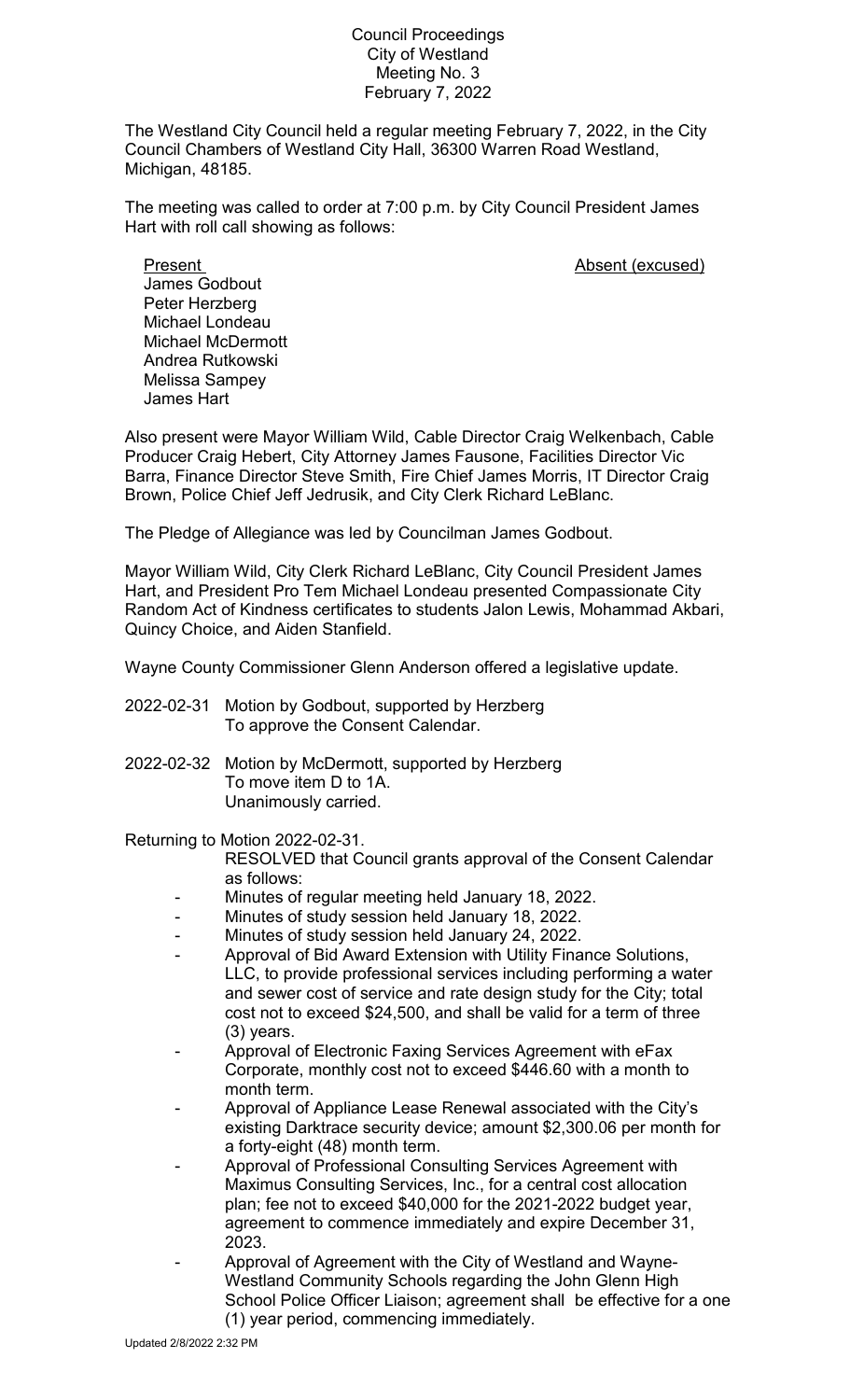Council Proceedings
City of Westland
Meeting No. 3
February 7, 2022

The Westland City Council held a regular meeting February 7, 2022, in the City Council Chambers of Westland City Hall, 36300 Warren Road Westland, Michigan, 48185.

The meeting was called to order at 7:00 p.m. by City Council President James Hart with roll call showing as follows:

| Present | Absent (excused) |
|---|---|
| James Godbout | |
| Peter Herzberg | |
| Michael Londeau | |
| Michael McDermott | |
| Andrea Rutkowski | |
| Melissa Sampey | |
| James Hart | |

Also present were Mayor William Wild, Cable Director Craig Welkenbach, Cable Producer Craig Hebert, City Attorney James Fausone, Facilities Director Vic Barra, Finance Director Steve Smith, Fire Chief James Morris, IT Director Craig Brown, Police Chief Jeff Jedrusik, and City Clerk Richard LeBlanc.

The Pledge of Allegiance was led by Councilman James Godbout.

Mayor William Wild, City Clerk Richard LeBlanc, City Council President James Hart, and President Pro Tem Michael Londeau presented Compassionate City Random Act of Kindness certificates to students Jalon Lewis, Mohammad Akbari, Quincy Choice, and Aiden Stanfield.

Wayne County Commissioner Glenn Anderson offered a legislative update.

2022-02-31 Motion by Godbout, supported by Herzberg
To approve the Consent Calendar.

2022-02-32 Motion by McDermott, supported by Herzberg
To move item D to 1A.
Unanimously carried.

Returning to Motion 2022-02-31.

RESOLVED that Council grants approval of the Consent Calendar as follows:

- Minutes of regular meeting held January 18, 2022.
- Minutes of study session held January 18, 2022.
- Minutes of study session held January 24, 2022.
- Approval of Bid Award Extension with Utility Finance Solutions, LLC, to provide professional services including performing a water and sewer cost of service and rate design study for the City; total cost not to exceed $24,500, and shall be valid for a term of three (3) years.
- Approval of Electronic Faxing Services Agreement with eFax Corporate, monthly cost not to exceed $446.60 with a month to month term.
- Approval of Appliance Lease Renewal associated with the City's existing Darktrace security device; amount $2,300.06 per month for a forty-eight (48) month term.
- Approval of Professional Consulting Services Agreement with Maximus Consulting Services, Inc., for a central cost allocation plan; fee not to exceed $40,000 for the 2021-2022 budget year, agreement to commence immediately and expire December 31, 2023.
- Approval of Agreement with the City of Westland and Wayne-Westland Community Schools regarding the John Glenn High School Police Officer Liaison; agreement shall be effective for a one (1) year period, commencing immediately.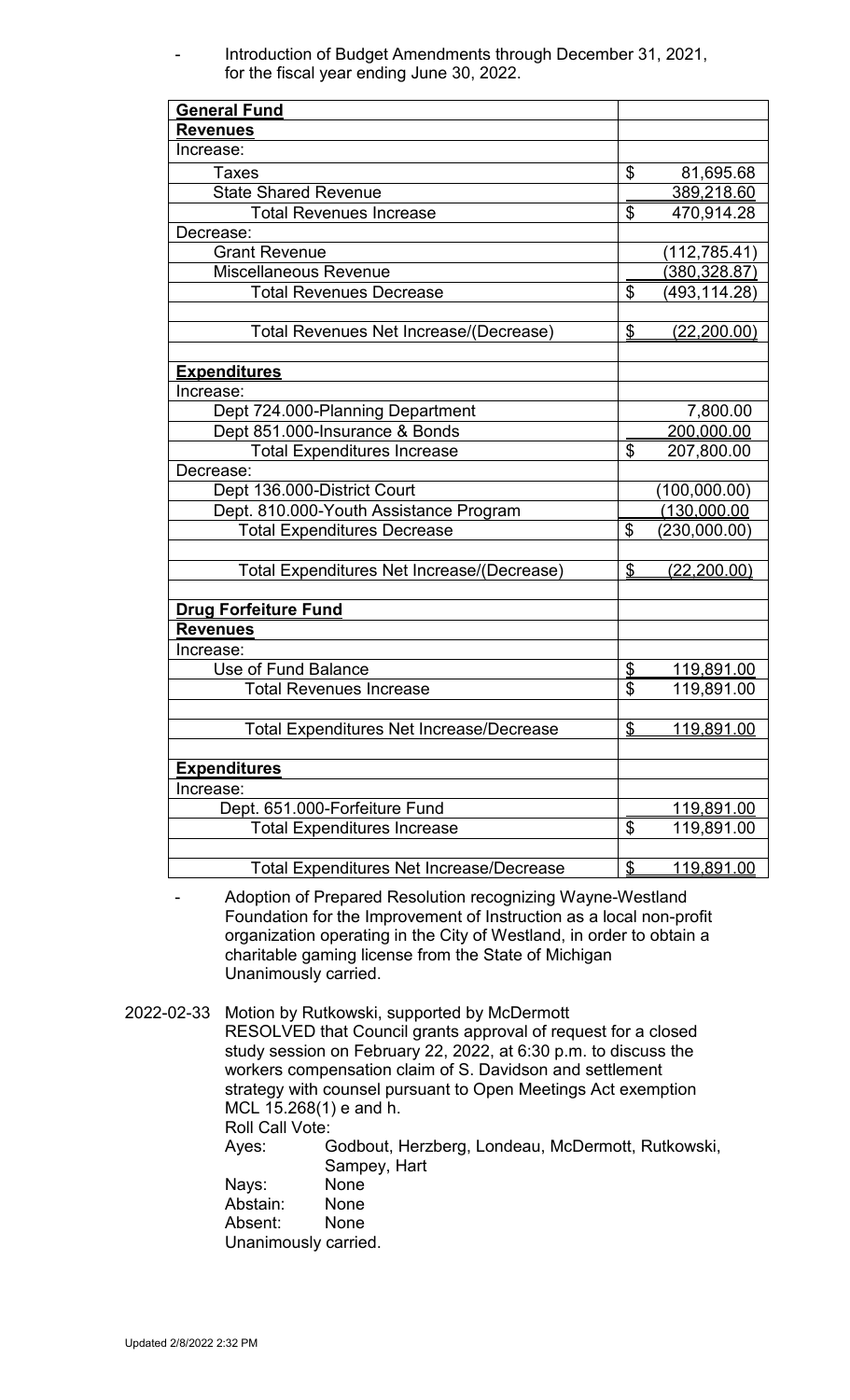- Introduction of Budget Amendments through December 31, 2021, for the fiscal year ending June 30, 2022.

| **General Fund** | |
|---|---|
| **Revenues** | |
| Increase: | |
| Taxes | $ 81,695.68 |
| State Shared Revenue | 389,218.60 |
| Total Revenues Increase | $ 470,914.28 |
| Decrease: | |
| Grant Revenue | (112,785.41) |
| Miscellaneous Revenue | (380,328.87) |
| Total Revenues Decrease | $ (493,114.28) |
| | |
| Total Revenues Net Increase/(Decrease) | $ (22,200.00) |
| | |
| **Expenditures** | |
| Increase: | |
| Dept 724.000-Planning Department | 7,800.00 |
| Dept 851.000-Insurance & Bonds | 200,000.00 |
| Total Expenditures Increase | $ 207,800.00 |
| Decrease: | |
| Dept 136.000-District Court | (100,000.00) |
| Dept. 810.000-Youth Assistance Program | (130,000.00 |
| Total Expenditures Decrease | $ (230,000.00) |
| | |
| Total Expenditures Net Increase/(Decrease) | $ (22,200.00) |
| | |
| **Drug Forfeiture Fund** | |
| **Revenues** | |
| Increase: | |
| Use of Fund Balance | $ 119,891.00 |
| Total Revenues Increase | $ 119,891.00 |
| | |
| Total Expenditures Net Increase/Decrease | $ 119,891.00 |
| | |
| **Expenditures** | |
| Increase: | |
| Dept. 651.000-Forfeiture Fund | 119,891.00 |
| Total Expenditures Increase | $ 119,891.00 |
| | |
| Total Expenditures Net Increase/Decrease | $ 119,891.00 |

- Adoption of Prepared Resolution recognizing Wayne-Westland Foundation for the Improvement of Instruction as a local non-profit organization operating in the City of Westland, in order to obtain a charitable gaming license from the State of Michigan
  Unanimously carried.

2022-02-33 Motion by Rutkowski, supported by McDermott
RESOLVED that Council grants approval of request for a closed study session on February 22, 2022, at 6:30 p.m. to discuss the workers compensation claim of S. Davidson and settlement strategy with counsel pursuant to Open Meetings Act exemption MCL 15.268(1) e and h.
Roll Call Vote:
Ayes: Godbout, Herzberg, Londeau, McDermott, Rutkowski, Sampey, Hart
Nays: None
Abstain: None
Absent: None
Unanimously carried.

Updated 2/8/2022 2:32 PM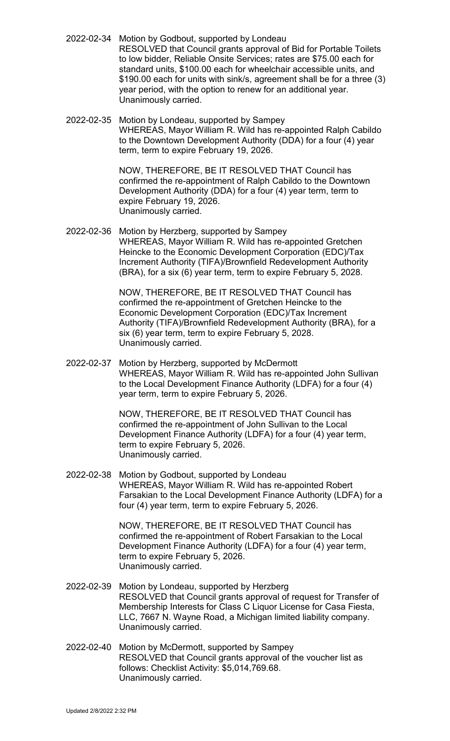2022-02-34 Motion by Godbout, supported by Londeau
RESOLVED that Council grants approval of Bid for Portable Toilets to low bidder, Reliable Onsite Services; rates are $75.00 each for standard units, $100.00 each for wheelchair accessible units, and $190.00 each for units with sink/s, agreement shall be for a three (3) year period, with the option to renew for an additional year.
Unanimously carried.

2022-02-35 Motion by Londeau, supported by Sampey
WHEREAS, Mayor William R. Wild has re-appointed Ralph Cabildo to the Downtown Development Authority (DDA) for a four (4) year term, term to expire February 19, 2026.

NOW, THEREFORE, BE IT RESOLVED THAT Council has confirmed the re-appointment of Ralph Cabildo to the Downtown Development Authority (DDA) for a four (4) year term, term to expire February 19, 2026.
Unanimously carried.

2022-02-36 Motion by Herzberg, supported by Sampey
WHEREAS, Mayor William R. Wild has re-appointed Gretchen Heincke to the Economic Development Corporation (EDC)/Tax Increment Authority (TIFA)/Brownfield Redevelopment Authority (BRA), for a six (6) year term, term to expire February 5, 2028.

NOW, THEREFORE, BE IT RESOLVED THAT Council has confirmed the re-appointment of Gretchen Heincke to the Economic Development Corporation (EDC)/Tax Increment Authority (TIFA)/Brownfield Redevelopment Authority (BRA), for a six (6) year term, term to expire February 5, 2028.
Unanimously carried.

2022-02-37 Motion by Herzberg, supported by McDermott
WHEREAS, Mayor William R. Wild has re-appointed John Sullivan to the Local Development Finance Authority (LDFA) for a four (4) year term, term to expire February 5, 2026.

NOW, THEREFORE, BE IT RESOLVED THAT Council has confirmed the re-appointment of John Sullivan to the Local Development Finance Authority (LDFA) for a four (4) year term, term to expire February 5, 2026.
Unanimously carried.

2022-02-38 Motion by Godbout, supported by Londeau
WHEREAS, Mayor William R. Wild has re-appointed Robert Farsakian to the Local Development Finance Authority (LDFA) for a four (4) year term, term to expire February 5, 2026.

NOW, THEREFORE, BE IT RESOLVED THAT Council has confirmed the re-appointment of Robert Farsakian to the Local Development Finance Authority (LDFA) for a four (4) year term, term to expire February 5, 2026.
Unanimously carried.

2022-02-39 Motion by Londeau, supported by Herzberg
RESOLVED that Council grants approval of request for Transfer of Membership Interests for Class C Liquor License for Casa Fiesta, LLC, 7667 N. Wayne Road, a Michigan limited liability company.
Unanimously carried.

2022-02-40 Motion by McDermott, supported by Sampey
RESOLVED that Council grants approval of the voucher list as follows: Checklist Activity: $5,014,769.68.
Unanimously carried.

Updated 2/8/2022 2:32 PM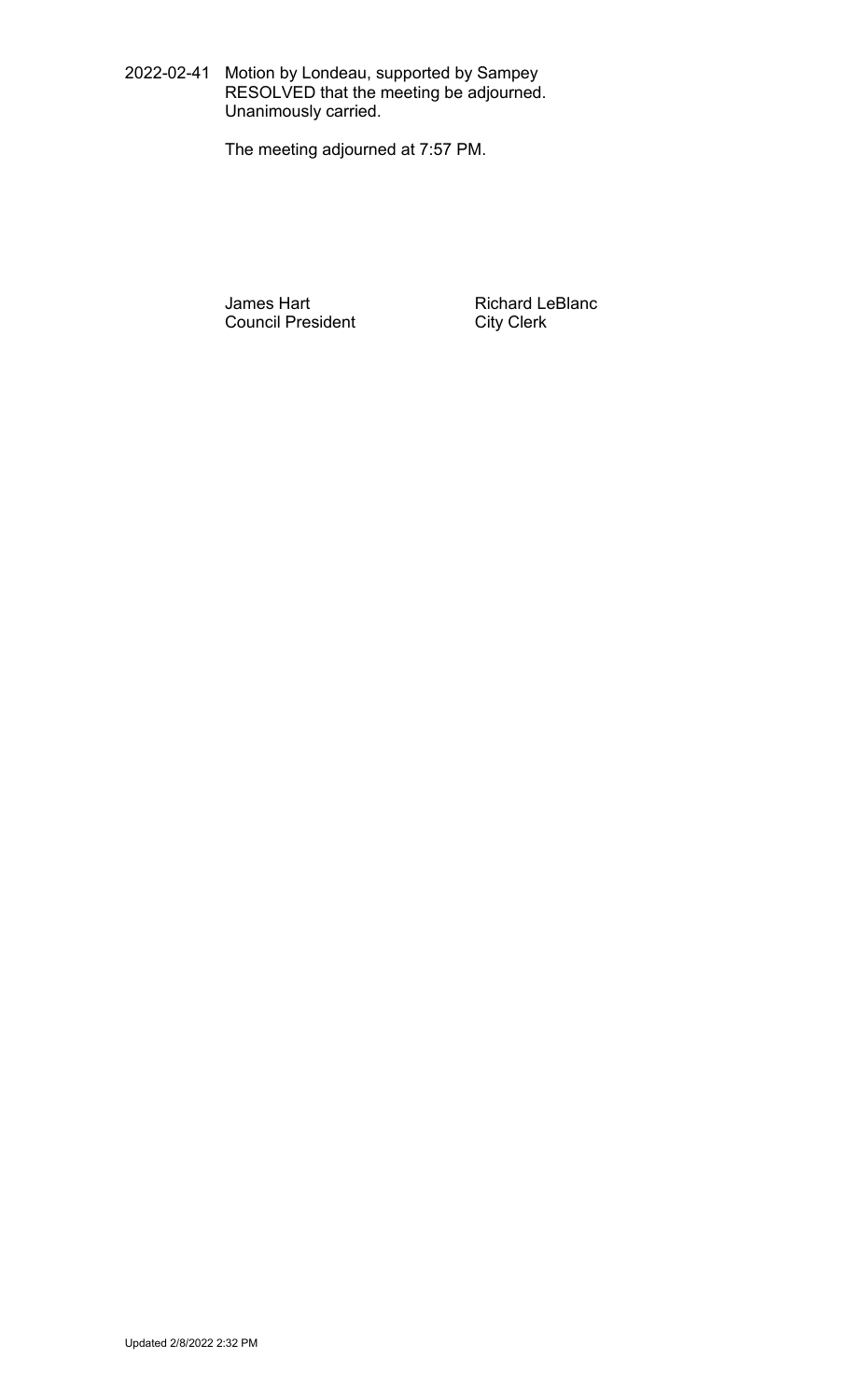2022-02-41 Motion by Londeau, supported by Sampey
RESOLVED that the meeting be adjourned.
Unanimously carried.

The meeting adjourned at 7:57 PM.

| | |
|---|---|
| James Hart | Richard LeBlanc |
| Council President | City Clerk |

Updated 2/8/2022 2:32 PM